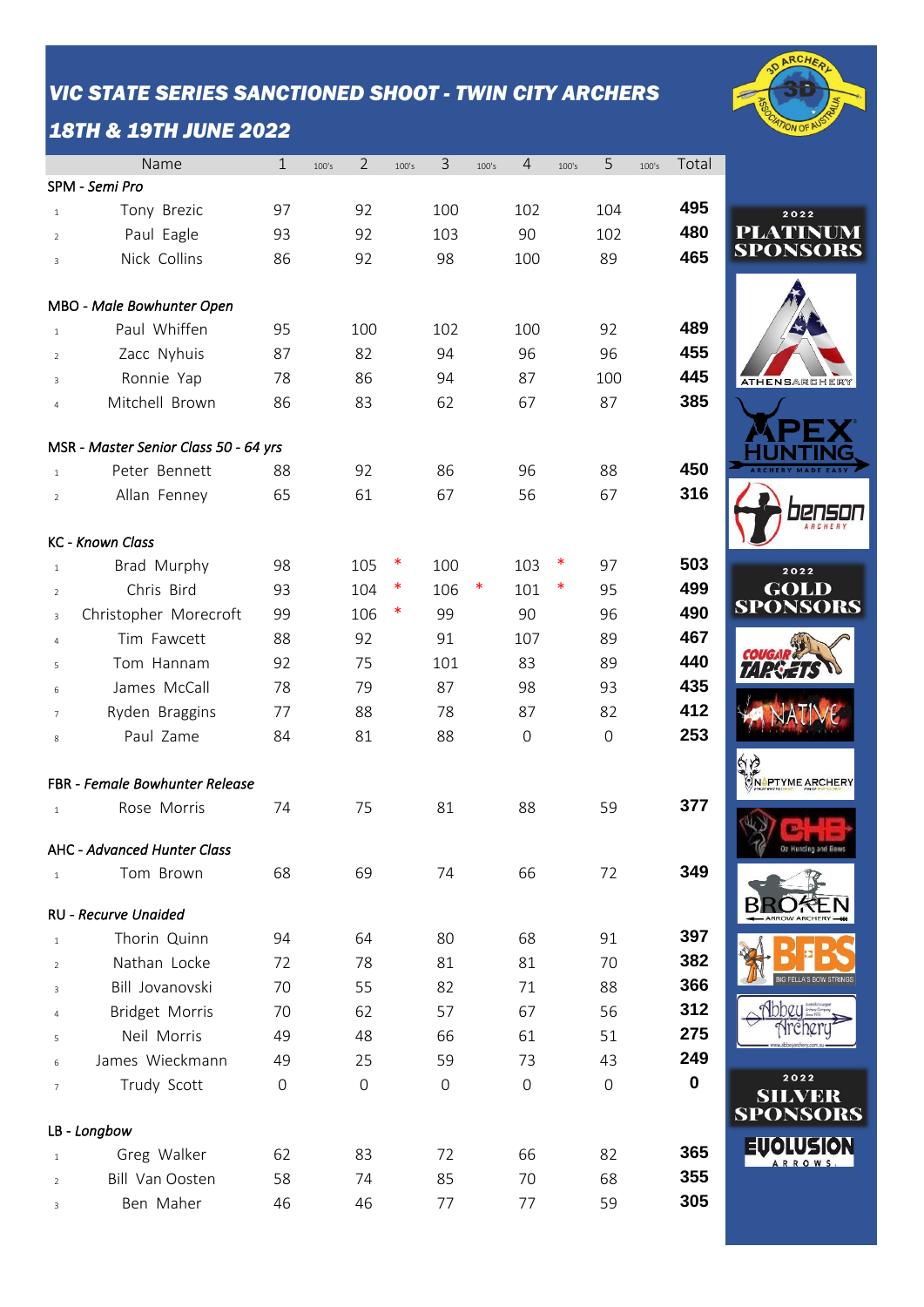## *VIC STATE SERIES SANCTIONED SHOOT - TWIN CITY ARCHERS*

## *18TH & 19TH JUNE 2022*

| | Name | 1 | 100's | 2 | 100's | 3 | 100's | 4 | 100's | 5 | 100's | Total |
|---|---|---|---|---|---|---|---|---|---|---|---|---|
| **SPM - *Semi Pro*** | | | | | | | | | | | | |
| 1 | Tony Brezic | 97 | | 92 | | 100 | | 102 | | 104 | | **495** |
| 2 | Paul Eagle | 93 | | 92 | | 103 | | 90 | | 102 | | **480** |
| 3 | Nick Collins | 86 | | 92 | | 98 | | 100 | | 89 | | **465** |
| **MBO - *Male Bowhunter Open*** | | | | | | | | | | | | |
| 1 | Paul Whiffen | 95 | | 100 | | 102 | | 100 | | 92 | | **489** |
| 2 | Zacc Nyhuis | 87 | | 82 | | 94 | | 96 | | 96 | | **455** |
| 3 | Ronnie Yap | 78 | | 86 | | 94 | | 87 | | 100 | | **445** |
| 4 | Mitchell Brown | 86 | | 83 | | 62 | | 67 | | 87 | | **385** |
| **MSR - *Master Senior Class 50 - 64 yrs*** | | | | | | | | | | | | |
| 1 | Peter Bennett | 88 | | 92 | | 86 | | 96 | | 88 | | **450** |
| 2 | Allan Fenney | 65 | | 61 | | 67 | | 56 | | 67 | | **316** |
| **KC - *Known Class*** | | | | | | | | | | | | |
| 1 | Brad Murphy | 98 | | 105 | * | 100 | | 103 | * | 97 | | **503** |
| 2 | Chris Bird | 93 | | 104 | * | 106 | * | 101 | * | 95 | | **499** |
| 3 | Christopher Morecroft | 99 | | 106 | * | 99 | | 90 | | 96 | | **490** |
| 4 | Tim Fawcett | 88 | | 92 | | 91 | | 107 | | 89 | | **467** |
| 5 | Tom Hannam | 92 | | 75 | | 101 | | 83 | | 89 | | **440** |
| 6 | James McCall | 78 | | 79 | | 87 | | 98 | | 93 | | **435** |
| 7 | Ryden Braggins | 77 | | 88 | | 78 | | 87 | | 82 | | **412** |
| 8 | Paul Zame | 84 | | 81 | | 88 | | 0 | | 0 | | **253** |
| **FBR - *Female Bowhunter Release*** | | | | | | | | | | | | |
| 1 | Rose Morris | 74 | | 75 | | 81 | | 88 | | 59 | | **377** |
| **AHC - *Advanced Hunter Class*** | | | | | | | | | | | | |
| 1 | Tom Brown | 68 | | 69 | | 74 | | 66 | | 72 | | **349** |
| **RU - *Recurve Unaided*** | | | | | | | | | | | | |
| 1 | Thorin Quinn | 94 | | 64 | | 80 | | 68 | | 91 | | **397** |
| 2 | Nathan Locke | 72 | | 78 | | 81 | | 81 | | 70 | | **382** |
| 3 | Bill Jovanovski | 70 | | 55 | | 82 | | 71 | | 88 | | **366** |
| 4 | Bridget Morris | 70 | | 62 | | 57 | | 67 | | 56 | | **312** |
| 5 | Neil Morris | 49 | | 48 | | 66 | | 61 | | 51 | | **275** |
| 6 | James Wieckmann | 49 | | 25 | | 59 | | 73 | | 43 | | **249** |
| 7 | Trudy Scott | 0 | | 0 | | 0 | | 0 | | 0 | | **0** |
| **LB - *Longbow*** | | | | | | | | | | | | |
| 1 | Greg Walker | 62 | | 83 | | 72 | | 66 | | 82 | | **365** |
| 2 | Bill Van Oosten | 58 | | 74 | | 85 | | 70 | | 68 | | **355** |
| 3 | Ben Maher | 46 | | 46 | | 77 | | 77 | | 59 | | **305** |

**2022 PLATINUM SPONSORS**

**2022 GOLD SPONSORS**

**2022 SILVER SPONSORS**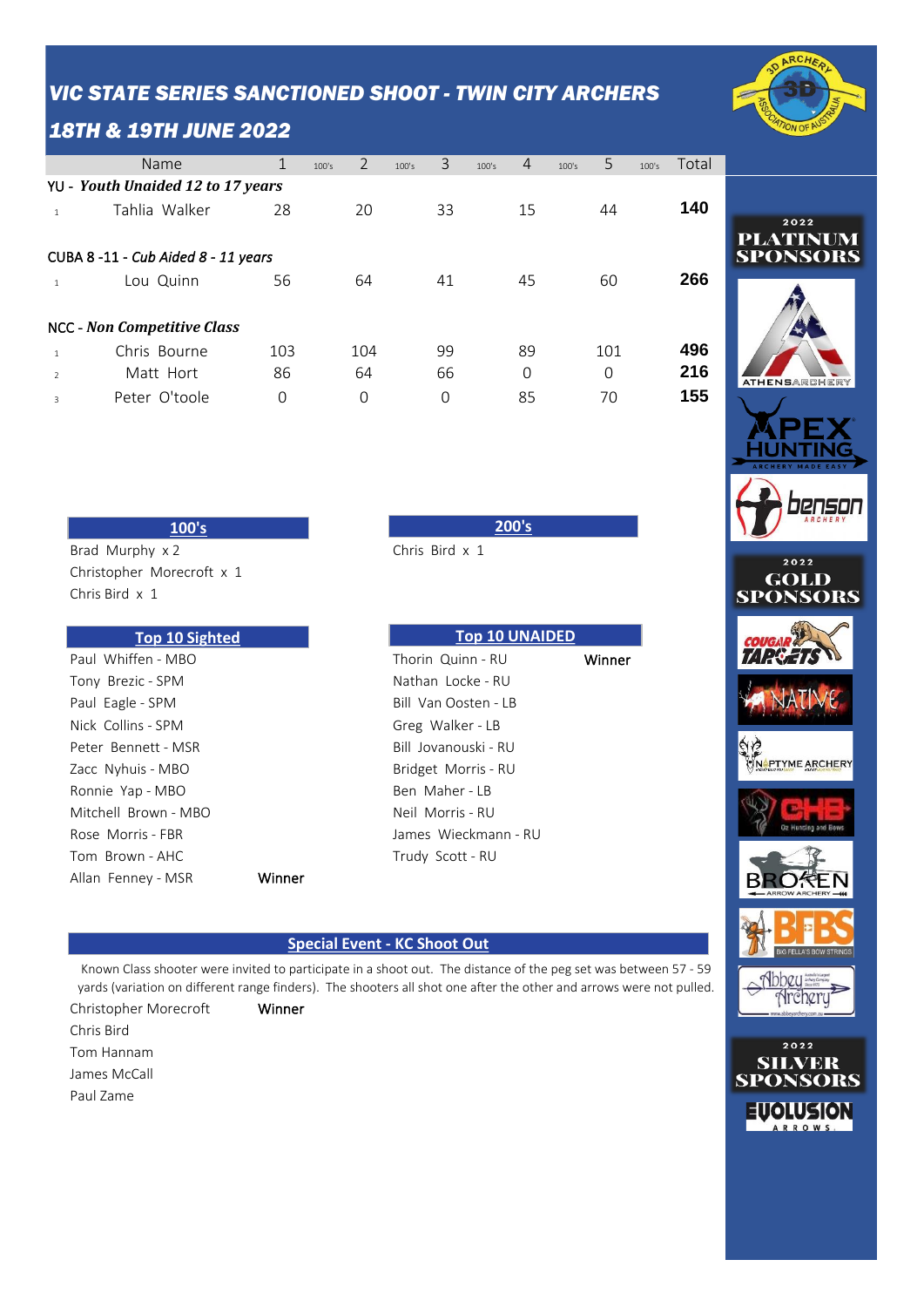## *VIC STATE SERIES SANCTIONED SHOOT - TWIN CITY ARCHERS*

## *18TH & 19TH JUNE 2022*

| | Name | 1 | 100's | 2 | 100's | 3 | 100's | 4 | 100's | 5 | 100's | Total |
|---|---|---|---|---|---|---|---|---|---|---|---|---|
| **YU - *Youth Unaided 12 to 17 years*** | | | | | | | | | | | | |
| 1 | Tahlia Walker | 28 | | 20 | | 33 | | 15 | | 44 | | **140** |
| **CUBA 8 -11 - *Cub Aided 8 - 11 years*** | | | | | | | | | | | | |
| 1 | Lou Quinn | 56 | | 64 | | 41 | | 45 | | 60 | | **266** |
| **NCC - *Non Competitive Class*** | | | | | | | | | | | | |
| 1 | Chris Bourne | 103 | | 104 | | 99 | | 89 | | 101 | | **496** |
| 2 | Matt Hort | 86 | | 64 | | 66 | | 0 | | 0 | | **216** |
| 3 | Peter O'toole | 0 | | 0 | | 0 | | 85 | | 70 | | **155** |

### 100's

Brad Murphy x 2
Christopher Morecroft x 1
Chris Bird x 1

### 200's

Chris Bird x 1

### Top 10 Sighted

| | |
|---|---|
| Paul Whiffen - MBO | |
| Tony Brezic - SPM | |
| Paul Eagle - SPM | |
| Nick Collins - SPM | |
| Peter Bennett - MSR | |
| Zacc Nyhuis - MBO | |
| Ronnie Yap - MBO | |
| Mitchell Brown - MBO | |
| Rose Morris - FBR | |
| Tom Brown - AHC | |
| Allan Fenney - MSR | Winner |

### Top 10 UNAIDED

| | |
|---|---|
| Thorin Quinn - RU | Winner |
| Nathan Locke - RU | |
| Bill Van Oosten - LB | |
| Greg Walker - LB | |
| Bill Jovanouski - RU | |
| Bridget Morris - RU | |
| Ben Maher - LB | |
| Neil Morris - RU | |
| James Wieckmann - RU | |
| Trudy Scott - RU | |

### Special Event - KC Shoot Out

Known Class shooter were invited to participate in a shoot out. The distance of the peg set was between 57 - 59 yards (variation on different range finders). The shooters all shot one after the other and arrows were not pulled.

| | |
|---|---|
| Christopher Morecroft | Winner |
| Chris Bird | |
| Tom Hannam | |
| James McCall | |
| Paul Zame | |

2022 PLATINUM SPONSORS

2022 GOLD SPONSORS

2022 SILVER SPONSORS